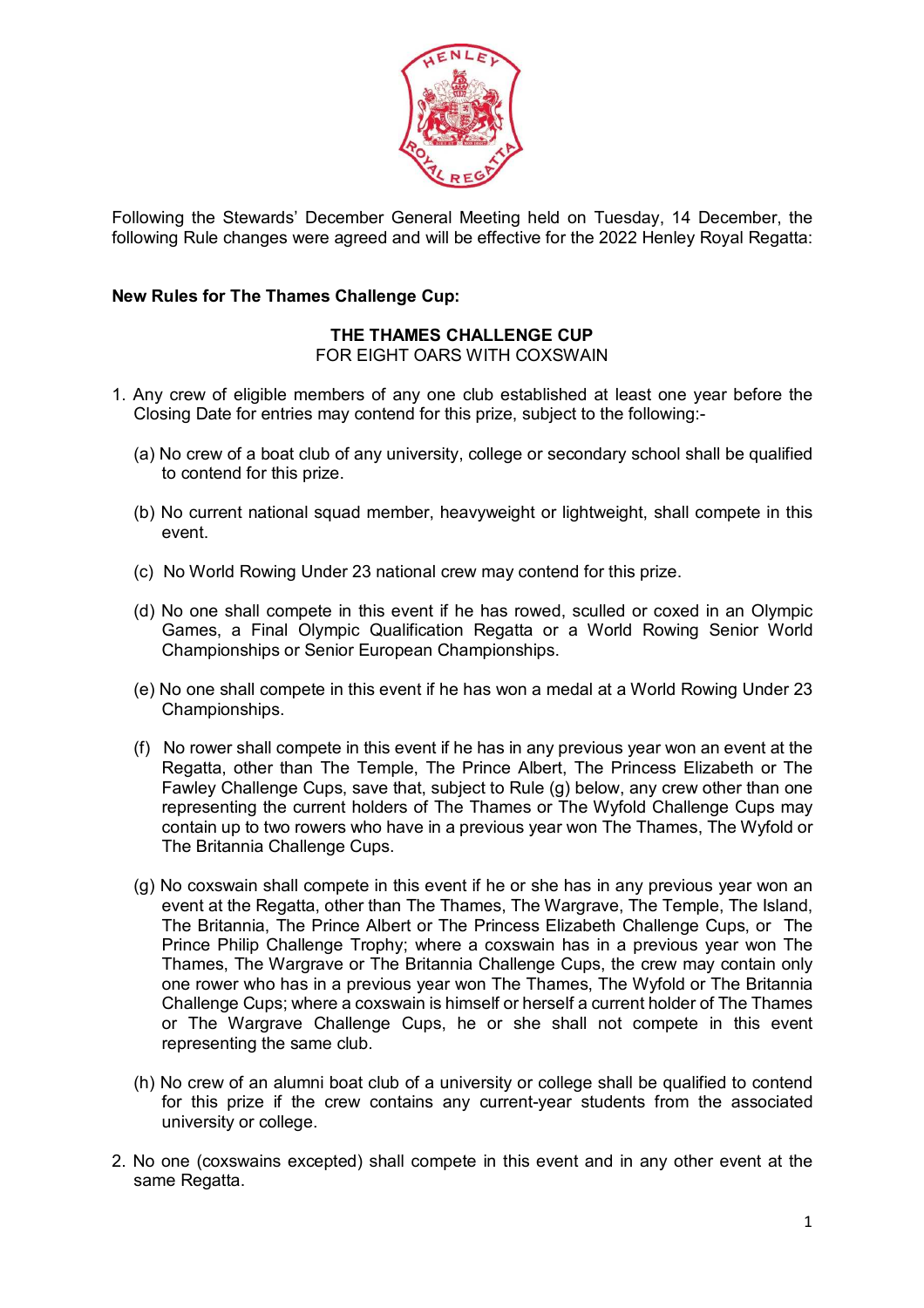Following the Stewards' December General Meeting held on Tuesday, 14 December, the following Rule changes were agreed and will be effective for the 2022 Henley Royal Regatta:

**New Rules for The Thames Challenge Cup:**

**THE THAMES CHALLENGE CUP**
FOR EIGHT OARS WITH COXSWAIN

1. Any crew of eligible members of any one club established at least one year before the Closing Date for entries may contend for this prize, subject to the following:-

   (a) No crew of a boat club of any university, college or secondary school shall be qualified to contend for this prize.

   (b) No current national squad member, heavyweight or lightweight, shall compete in this event.

   (c) No World Rowing Under 23 national crew may contend for this prize.

   (d) No one shall compete in this event if he has rowed, sculled or coxed in an Olympic Games, a Final Olympic Qualification Regatta or a World Rowing Senior World Championships or Senior European Championships.

   (e) No one shall compete in this event if he has won a medal at a World Rowing Under 23 Championships.

   (f) No rower shall compete in this event if he has in any previous year won an event at the Regatta, other than The Temple, The Prince Albert, The Princess Elizabeth or The Fawley Challenge Cups, save that, subject to Rule (g) below, any crew other than one representing the current holders of The Thames or The Wyfold Challenge Cups may contain up to two rowers who have in a previous year won The Thames, The Wyfold or The Britannia Challenge Cups.

   (g) No coxswain shall compete in this event if he or she has in any previous year won an event at the Regatta, other than The Thames, The Wargrave, The Temple, The Island, The Britannia, The Prince Albert or The Princess Elizabeth Challenge Cups, or The Prince Philip Challenge Trophy; where a coxswain has in a previous year won The Thames, The Wargrave or The Britannia Challenge Cups, the crew may contain only one rower who has in a previous year won The Thames, The Wyfold or The Britannia Challenge Cups; where a coxswain is himself or herself a current holder of The Thames or The Wargrave Challenge Cups, he or she shall not compete in this event representing the same club.

   (h) No crew of an alumni boat club of a university or college shall be qualified to contend for this prize if the crew contains any current-year students from the associated university or college.

2. No one (coxswains excepted) shall compete in this event and in any other event at the same Regatta.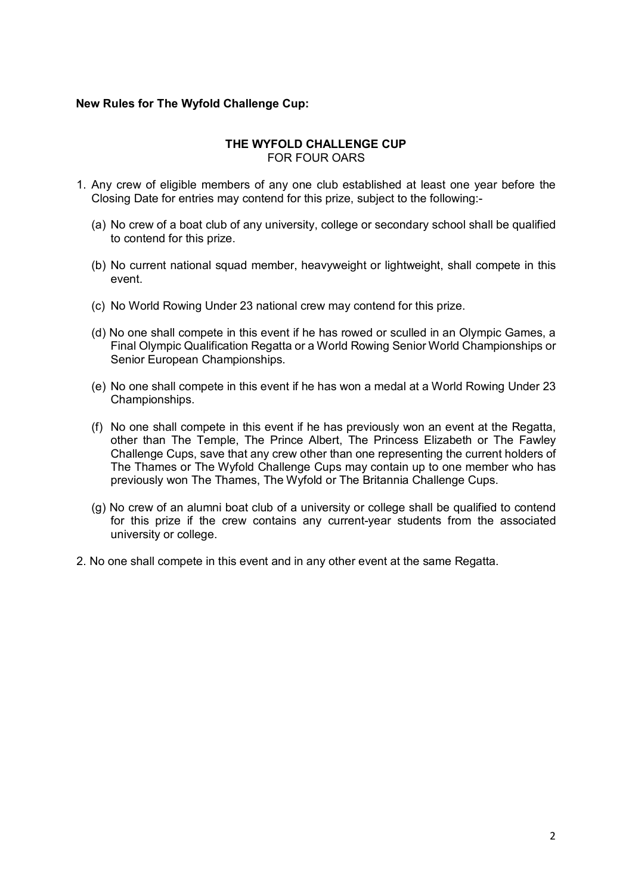**New Rules for The Wyfold Challenge Cup:**

## THE WYFOLD CHALLENGE CUP
FOR FOUR OARS

1. Any crew of eligible members of any one club established at least one year before the Closing Date for entries may contend for this prize, subject to the following:-

   (a) No crew of a boat club of any university, college or secondary school shall be qualified to contend for this prize.

   (b) No current national squad member, heavyweight or lightweight, shall compete in this event.

   (c) No World Rowing Under 23 national crew may contend for this prize.

   (d) No one shall compete in this event if he has rowed or sculled in an Olympic Games, a Final Olympic Qualification Regatta or a World Rowing Senior World Championships or Senior European Championships.

   (e) No one shall compete in this event if he has won a medal at a World Rowing Under 23 Championships.

   (f) No one shall compete in this event if he has previously won an event at the Regatta, other than The Temple, The Prince Albert, The Princess Elizabeth or The Fawley Challenge Cups, save that any crew other than one representing the current holders of The Thames or The Wyfold Challenge Cups may contain up to one member who has previously won The Thames, The Wyfold or The Britannia Challenge Cups.

   (g) No crew of an alumni boat club of a university or college shall be qualified to contend for this prize if the crew contains any current-year students from the associated university or college.

2. No one shall compete in this event and in any other event at the same Regatta.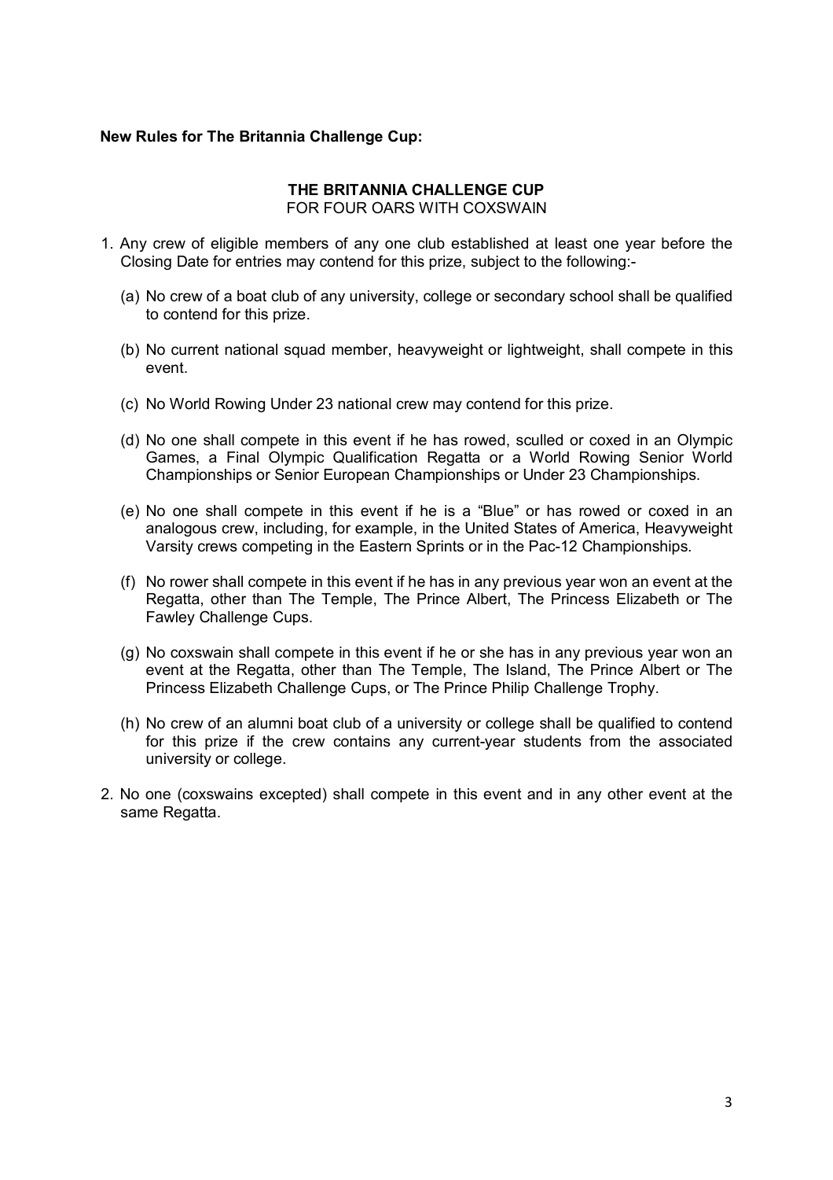**New Rules for The Britannia Challenge Cup:**

## THE BRITANNIA CHALLENGE CUP

FOR FOUR OARS WITH COXSWAIN

1. Any crew of eligible members of any one club established at least one year before the Closing Date for entries may contend for this prize, subject to the following:-

   (a) No crew of a boat club of any university, college or secondary school shall be qualified to contend for this prize.

   (b) No current national squad member, heavyweight or lightweight, shall compete in this event.

   (c) No World Rowing Under 23 national crew may contend for this prize.

   (d) No one shall compete in this event if he has rowed, sculled or coxed in an Olympic Games, a Final Olympic Qualification Regatta or a World Rowing Senior World Championships or Senior European Championships or Under 23 Championships.

   (e) No one shall compete in this event if he is a "Blue" or has rowed or coxed in an analogous crew, including, for example, in the United States of America, Heavyweight Varsity crews competing in the Eastern Sprints or in the Pac-12 Championships.

   (f) No rower shall compete in this event if he has in any previous year won an event at the Regatta, other than The Temple, The Prince Albert, The Princess Elizabeth or The Fawley Challenge Cups.

   (g) No coxswain shall compete in this event if he or she has in any previous year won an event at the Regatta, other than The Temple, The Island, The Prince Albert or The Princess Elizabeth Challenge Cups, or The Prince Philip Challenge Trophy.

   (h) No crew of an alumni boat club of a university or college shall be qualified to contend for this prize if the crew contains any current-year students from the associated university or college.

2. No one (coxswains excepted) shall compete in this event and in any other event at the same Regatta.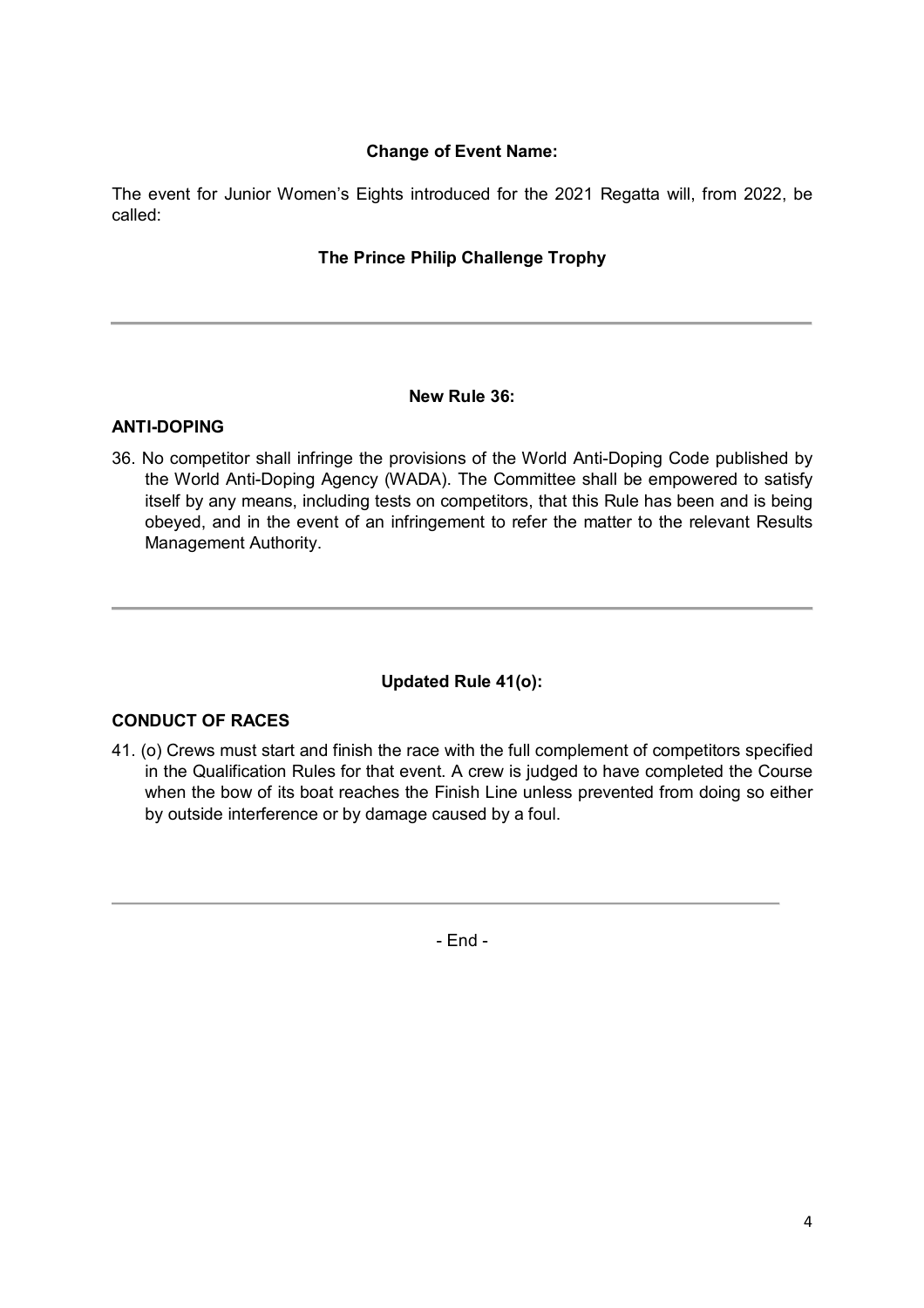**Change of Event Name:**

The event for Junior Women's Eights introduced for the 2021 Regatta will, from 2022, be called:

**The Prince Philip Challenge Trophy**

---

**New Rule 36:**

**ANTI-DOPING**

36. No competitor shall infringe the provisions of the World Anti-Doping Code published by the World Anti-Doping Agency (WADA). The Committee shall be empowered to satisfy itself by any means, including tests on competitors, that this Rule has been and is being obeyed, and in the event of an infringement to refer the matter to the relevant Results Management Authority.

---

**Updated Rule 41(o):**

**CONDUCT OF RACES**

41. (o) Crews must start and finish the race with the full complement of competitors specified in the Qualification Rules for that event. A crew is judged to have completed the Course when the bow of its boat reaches the Finish Line unless prevented from doing so either by outside interference or by damage caused by a foul.

---

- End -